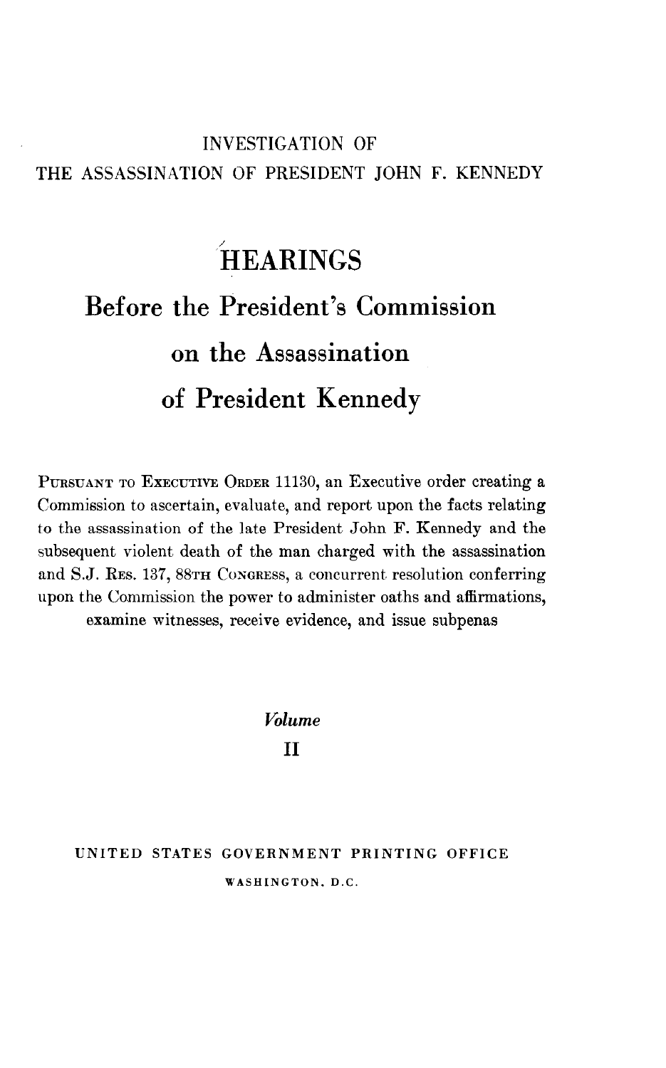INVESTIGATION OF
THE ASSASSINATION OF PRESIDENT JOHN F. KENNEDY

# HEARINGS

## Before the President's Commission on the Assassination of President Kennedy

PURSUANT TO EXECUTIVE ORDER 11130, an Executive order creating a Commission to ascertain, evaluate, and report upon the facts relating to the assassination of the late President John F. Kennedy and the subsequent violent death of the man charged with the assassination and S.J. RES. 137, 88TH CONGRESS, a concurrent resolution conferring upon the Commission the power to administer oaths and affirmations, examine witnesses, receive evidence, and issue subpenas

*Volume*

II

UNITED STATES GOVERNMENT PRINTING OFFICE

WASHINGTON, D.C.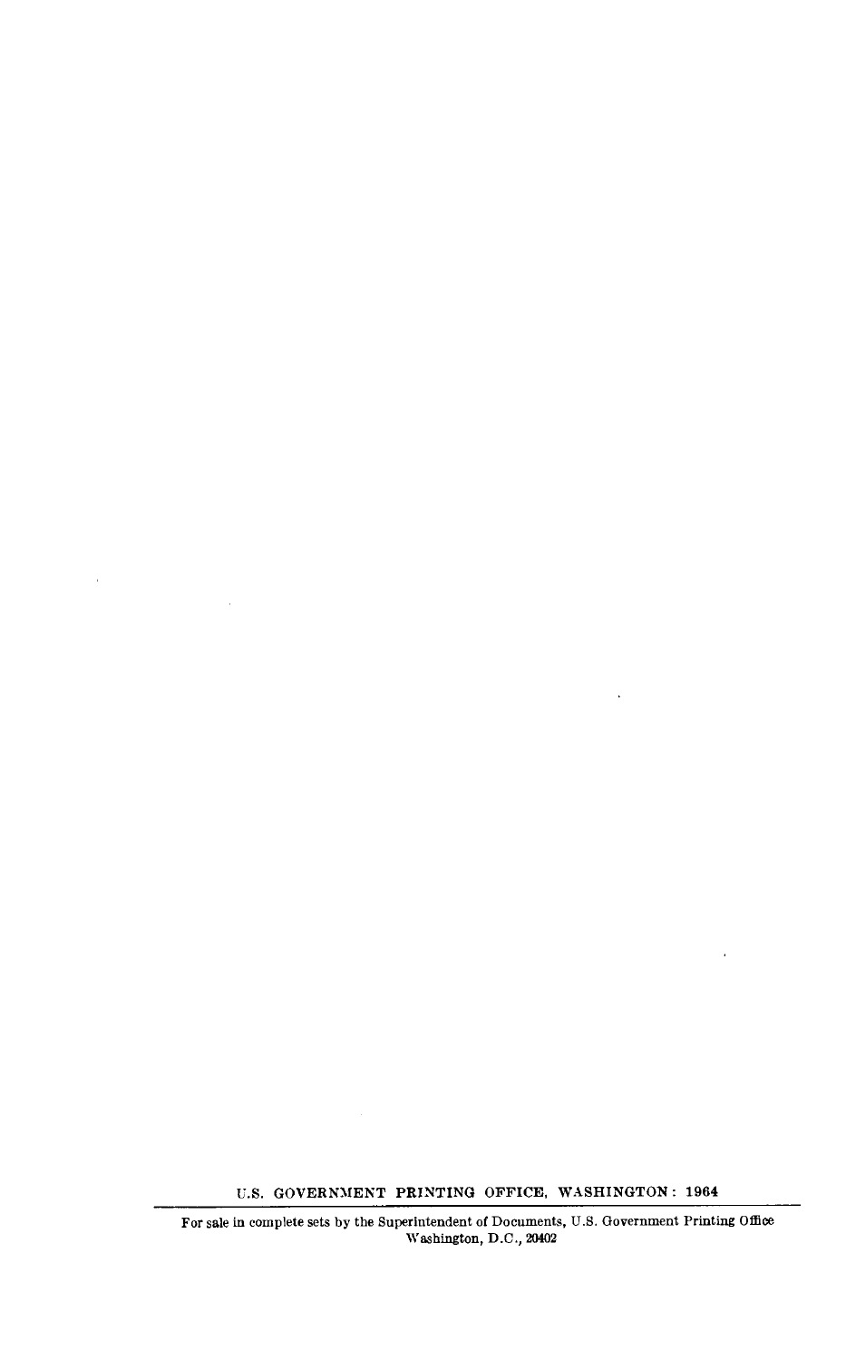U.S. GOVERNMENT PRINTING OFFICE, WASHINGTON: 1964

---

For sale in complete sets by the Superintendent of Documents, U.S. Government Printing Office
Washington, D.C., 20402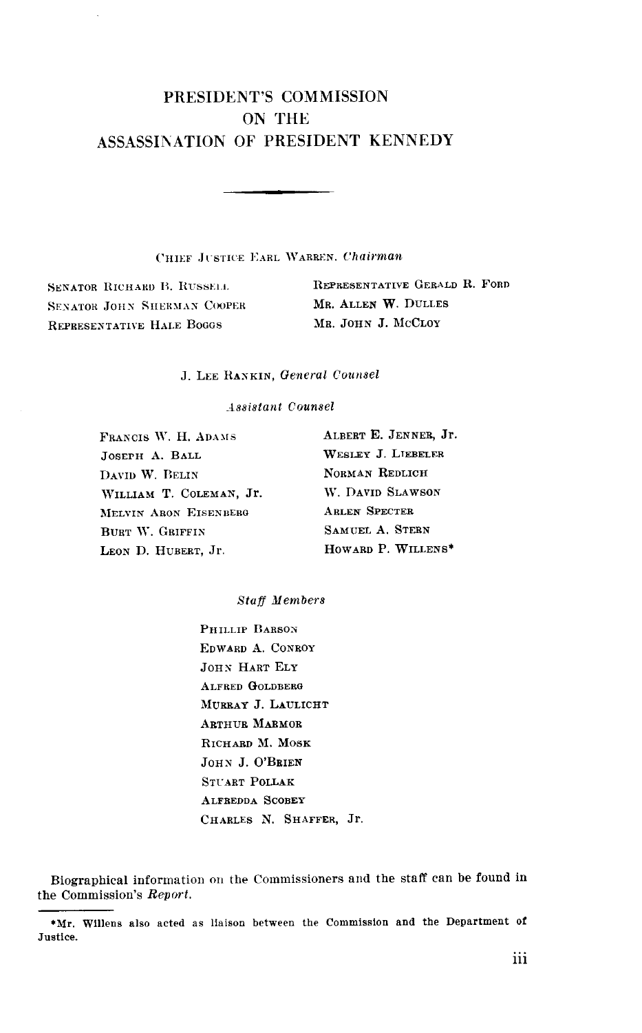# PRESIDENT'S COMMISSION ON THE ASSASSINATION OF PRESIDENT KENNEDY

CHIEF JUSTICE EARL WARREN, *Chairman*

SENATOR RICHARD B. RUSSELL
SENATOR JOHN SHERMAN COOPER
REPRESENTATIVE HALE BOGGS
REPRESENTATIVE GERALD R. FORD
MR. ALLEN W. DULLES
MR. JOHN J. MCCLOY

J. LEE RANKIN, *General Counsel*

*Assistant Counsel*

FRANCIS W. H. ADAMS
JOSEPH A. BALL
DAVID W. BELIN
WILLIAM T. COLEMAN, Jr.
MELVIN ARON EISENBERG
BURT W. GRIFFIN
LEON D. HUBERT, Jr.
ALBERT E. JENNER, Jr.
WESLEY J. LIEBELER
NORMAN REDLICH
W. DAVID SLAWSON
ARLEN SPECTER
SAMUEL A. STERN
HOWARD P. WILLENS*

*Staff Members*

PHILLIP BARSON
EDWARD A. CONROY
JOHN HART ELY
ALFRED GOLDBERG
MURRAY J. LAULICHT
ARTHUR MARMOR
RICHARD M. MOSK
JOHN J. O'BRIEN
STUART POLLAK
ALFREDDA SCOBEY
CHARLES N. SHAFFER, Jr.

Biographical information on the Commissioners and the staff can be found in the Commission's *Report*.

*Mr. Willens also acted as liaison between the Commission and the Department of Justice.